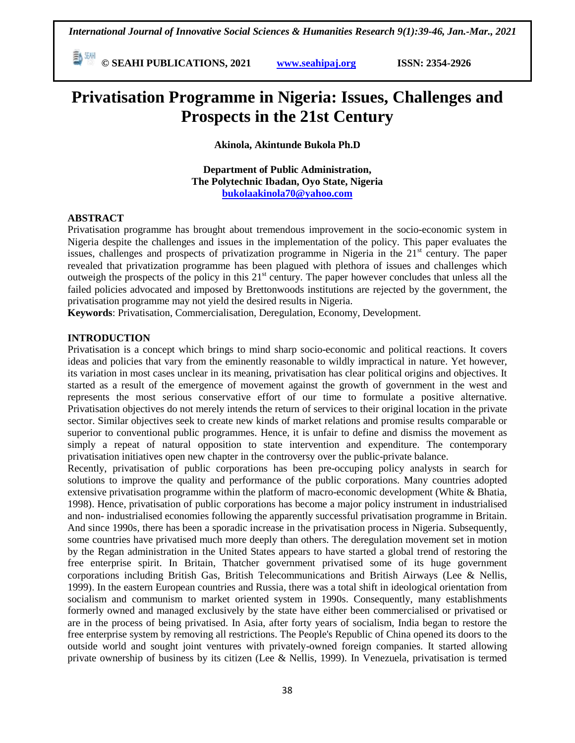# Privatisation Programme in Nigeria: Issues, Challenges and Prospects in the 21st Century

**Akinola, Akintunde Bukola Ph.D**

**Department of Public Administration,**
**The Polytechnic Ibadan, Oyo State, Nigeria**
**bukolaakinola70@yahoo.com**

## ABSTRACT

Privatisation programme has brought about tremendous improvement in the socio-economic system in Nigeria despite the challenges and issues in the implementation of the policy. This paper evaluates the issues, challenges and prospects of privatization programme in Nigeria in the 21st century. The paper revealed that privatization programme has been plagued with plethora of issues and challenges which outweigh the prospects of the policy in this 21st century. The paper however concludes that unless all the failed policies advocated and imposed by Brettonwoods institutions are rejected by the government, the privatisation programme may not yield the desired results in Nigeria.

**Keywords**: Privatisation, Commercialisation, Deregulation, Economy, Development.

## INTRODUCTION

Privatisation is a concept which brings to mind sharp socio-economic and political reactions. It covers ideas and policies that vary from the eminently reasonable to wildly impractical in nature. Yet however, its variation in most cases unclear in its meaning, privatisation has clear political origins and objectives. It started as a result of the emergence of movement against the growth of government in the west and represents the most serious conservative effort of our time to formulate a positive alternative. Privatisation objectives do not merely intends the return of services to their original location in the private sector. Similar objectives seek to create new kinds of market relations and promise results comparable or superior to conventional public programmes. Hence, it is unfair to define and dismiss the movement as simply a repeat of natural opposition to state intervention and expenditure. The contemporary privatisation initiatives open new chapter in the controversy over the public-private balance.

Recently, privatisation of public corporations has been pre-occuping policy analysts in search for solutions to improve the quality and performance of the public corporations. Many countries adopted extensive privatisation programme within the platform of macro-economic development (White & Bhatia, 1998). Hence, privatisation of public corporations has become a major policy instrument in industrialised and non- industrialised economies following the apparently successful privatisation programme in Britain. And since 1990s, there has been a sporadic increase in the privatisation process in Nigeria. Subsequently, some countries have privatised much more deeply than others. The deregulation movement set in motion by the Regan administration in the United States appears to have started a global trend of restoring the free enterprise spirit. In Britain, Thatcher government privatised some of its huge government corporations including British Gas, British Telecommunications and British Airways (Lee & Nellis, 1999). In the eastern European countries and Russia, there was a total shift in ideological orientation from socialism and communism to market oriented system in 1990s. Consequently, many establishments formerly owned and managed exclusively by the state have either been commercialised or privatised or are in the process of being privatised. In Asia, after forty years of socialism, India began to restore the free enterprise system by removing all restrictions. The People's Republic of China opened its doors to the outside world and sought joint ventures with privately-owned foreign companies. It started allowing private ownership of business by its citizen (Lee & Nellis, 1999). In Venezuela, privatisation is termed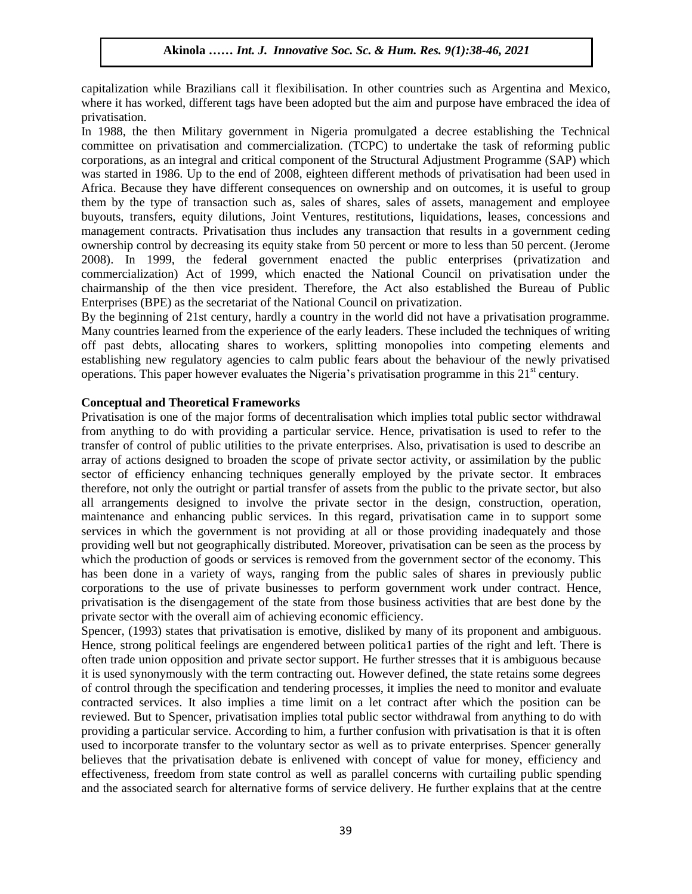capitalization while Brazilians call it flexibilisation. In other countries such as Argentina and Mexico, where it has worked, different tags have been adopted but the aim and purpose have embraced the idea of privatisation.

In 1988, the then Military government in Nigeria promulgated a decree establishing the Technical committee on privatisation and commercialization. (TCPC) to undertake the task of reforming public corporations, as an integral and critical component of the Structural Adjustment Programme (SAP) which was started in 1986. Up to the end of 2008, eighteen different methods of privatisation had been used in Africa. Because they have different consequences on ownership and on outcomes, it is useful to group them by the type of transaction such as, sales of shares, sales of assets, management and employee buyouts, transfers, equity dilutions, Joint Ventures, restitutions, liquidations, leases, concessions and management contracts. Privatisation thus includes any transaction that results in a government ceding ownership control by decreasing its equity stake from 50 percent or more to less than 50 percent. (Jerome 2008). In 1999, the federal government enacted the public enterprises (privatization and commercialization) Act of 1999, which enacted the National Council on privatisation under the chairmanship of the then vice president. Therefore, the Act also established the Bureau of Public Enterprises (BPE) as the secretariat of the National Council on privatization.

By the beginning of 21st century, hardly a country in the world did not have a privatisation programme. Many countries learned from the experience of the early leaders. These included the techniques of writing off past debts, allocating shares to workers, splitting monopolies into competing elements and establishing new regulatory agencies to calm public fears about the behaviour of the newly privatised operations. This paper however evaluates the Nigeria's privatisation programme in this 21st century.

## Conceptual and Theoretical Frameworks

Privatisation is one of the major forms of decentralisation which implies total public sector withdrawal from anything to do with providing a particular service. Hence, privatisation is used to refer to the transfer of control of public utilities to the private enterprises. Also, privatisation is used to describe an array of actions designed to broaden the scope of private sector activity, or assimilation by the public sector of efficiency enhancing techniques generally employed by the private sector. It embraces therefore, not only the outright or partial transfer of assets from the public to the private sector, but also all arrangements designed to involve the private sector in the design, construction, operation, maintenance and enhancing public services. In this regard, privatisation came in to support some services in which the government is not providing at all or those providing inadequately and those providing well but not geographically distributed. Moreover, privatisation can be seen as the process by which the production of goods or services is removed from the government sector of the economy. This has been done in a variety of ways, ranging from the public sales of shares in previously public corporations to the use of private businesses to perform government work under contract. Hence, privatisation is the disengagement of the state from those business activities that are best done by the private sector with the overall aim of achieving economic efficiency.

Spencer, (1993) states that privatisation is emotive, disliked by many of its proponent and ambiguous. Hence, strong political feelings are engendered between politica1 parties of the right and left. There is often trade union opposition and private sector support. He further stresses that it is ambiguous because it is used synonymously with the term contracting out. However defined, the state retains some degrees of control through the specification and tendering processes, it implies the need to monitor and evaluate contracted services. It also implies a time limit on a let contract after which the position can be reviewed. But to Spencer, privatisation implies total public sector withdrawal from anything to do with providing a particular service. According to him, a further confusion with privatisation is that it is often used to incorporate transfer to the voluntary sector as well as to private enterprises. Spencer generally believes that the privatisation debate is enlivened with concept of value for money, efficiency and effectiveness, freedom from state control as well as parallel concerns with curtailing public spending and the associated search for alternative forms of service delivery. He further explains that at the centre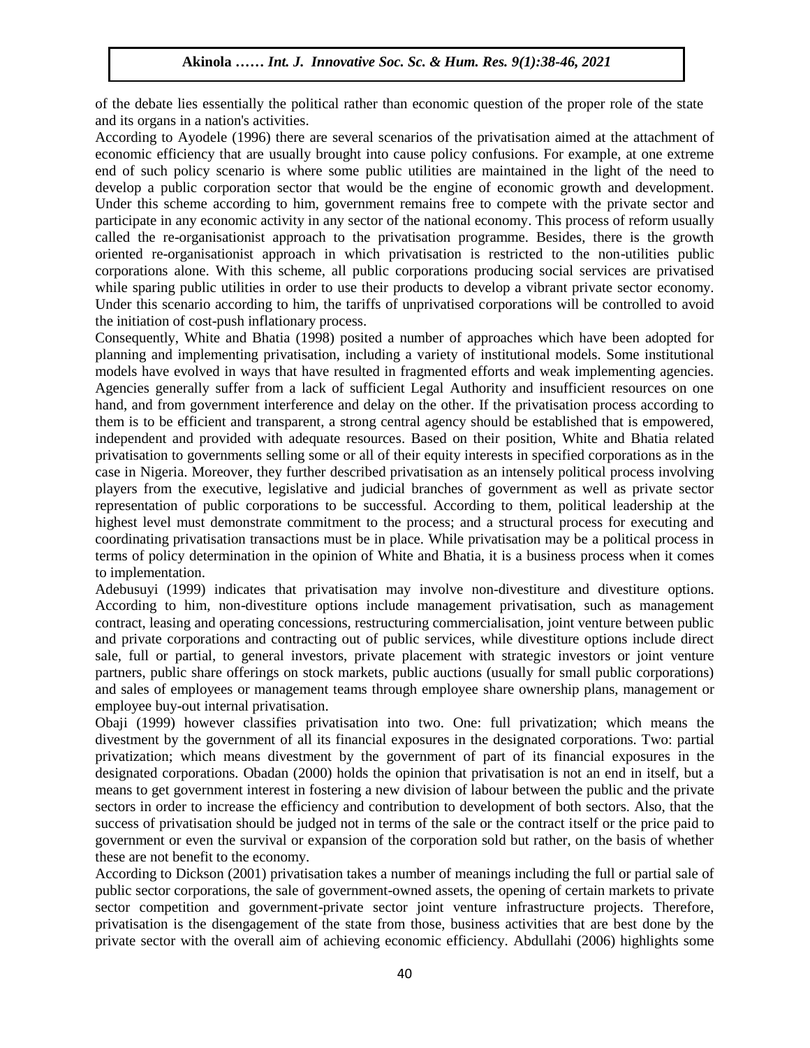of the debate lies essentially the political rather than economic question of the proper role of the state and its organs in a nation's activities.

According to Ayodele (1996) there are several scenarios of the privatisation aimed at the attachment of economic efficiency that are usually brought into cause policy confusions. For example, at one extreme end of such policy scenario is where some public utilities are maintained in the light of the need to develop a public corporation sector that would be the engine of economic growth and development. Under this scheme according to him, government remains free to compete with the private sector and participate in any economic activity in any sector of the national economy. This process of reform usually called the re-organisationist approach to the privatisation programme. Besides, there is the growth oriented re-organisationist approach in which privatisation is restricted to the non-utilities public corporations alone. With this scheme, all public corporations producing social services are privatised while sparing public utilities in order to use their products to develop a vibrant private sector economy. Under this scenario according to him, the tariffs of unprivatised corporations will be controlled to avoid the initiation of cost-push inflationary process.

Consequently, White and Bhatia (1998) posited a number of approaches which have been adopted for planning and implementing privatisation, including a variety of institutional models. Some institutional models have evolved in ways that have resulted in fragmented efforts and weak implementing agencies. Agencies generally suffer from a lack of sufficient Legal Authority and insufficient resources on one hand, and from government interference and delay on the other. If the privatisation process according to them is to be efficient and transparent, a strong central agency should be established that is empowered, independent and provided with adequate resources. Based on their position, White and Bhatia related privatisation to governments selling some or all of their equity interests in specified corporations as in the case in Nigeria. Moreover, they further described privatisation as an intensely political process involving players from the executive, legislative and judicial branches of government as well as private sector representation of public corporations to be successful. According to them, political leadership at the highest level must demonstrate commitment to the process; and a structural process for executing and coordinating privatisation transactions must be in place. While privatisation may be a political process in terms of policy determination in the opinion of White and Bhatia, it is a business process when it comes to implementation.

Adebusuyi (1999) indicates that privatisation may involve non-divestiture and divestiture options. According to him, non-divestiture options include management privatisation, such as management contract, leasing and operating concessions, restructuring commercialisation, joint venture between public and private corporations and contracting out of public services, while divestiture options include direct sale, full or partial, to general investors, private placement with strategic investors or joint venture partners, public share offerings on stock markets, public auctions (usually for small public corporations) and sales of employees or management teams through employee share ownership plans, management or employee buy-out internal privatisation.

Obaji (1999) however classifies privatisation into two. One: full privatization; which means the divestment by the government of all its financial exposures in the designated corporations. Two: partial privatization; which means divestment by the government of part of its financial exposures in the designated corporations. Obadan (2000) holds the opinion that privatisation is not an end in itself, but a means to get government interest in fostering a new division of labour between the public and the private sectors in order to increase the efficiency and contribution to development of both sectors. Also, that the success of privatisation should be judged not in terms of the sale or the contract itself or the price paid to government or even the survival or expansion of the corporation sold but rather, on the basis of whether these are not benefit to the economy.

According to Dickson (2001) privatisation takes a number of meanings including the full or partial sale of public sector corporations, the sale of government-owned assets, the opening of certain markets to private sector competition and government-private sector joint venture infrastructure projects. Therefore, privatisation is the disengagement of the state from those, business activities that are best done by the private sector with the overall aim of achieving economic efficiency. Abdullahi (2006) highlights some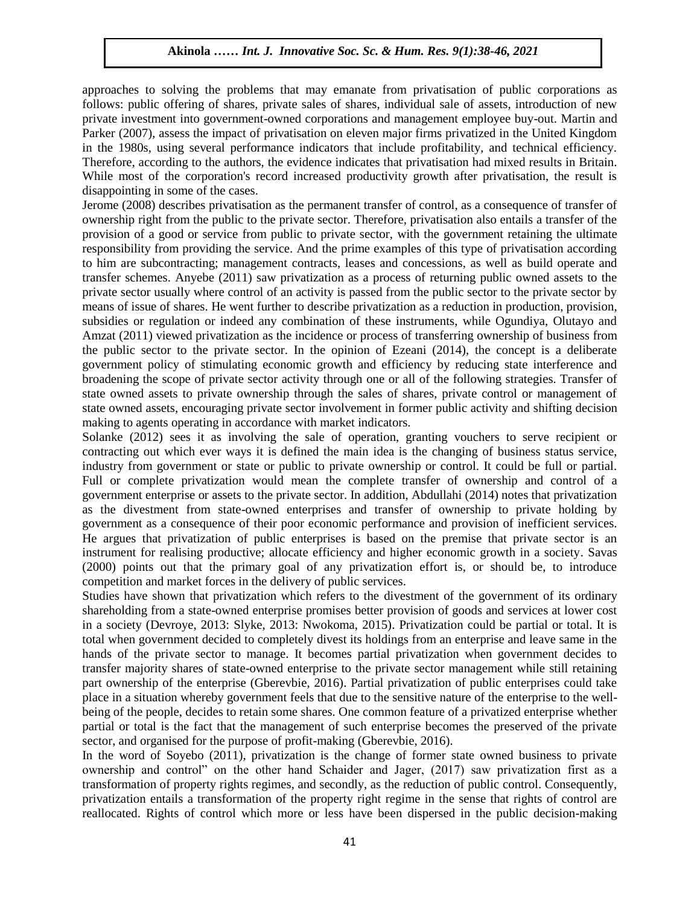approaches to solving the problems that may emanate from privatisation of public corporations as follows: public offering of shares, private sales of shares, individual sale of assets, introduction of new private investment into government-owned corporations and management employee buy-out. Martin and Parker (2007), assess the impact of privatisation on eleven major firms privatized in the United Kingdom in the 1980s, using several performance indicators that include profitability, and technical efficiency. Therefore, according to the authors, the evidence indicates that privatisation had mixed results in Britain. While most of the corporation's record increased productivity growth after privatisation, the result is disappointing in some of the cases.

Jerome (2008) describes privatisation as the permanent transfer of control, as a consequence of transfer of ownership right from the public to the private sector. Therefore, privatisation also entails a transfer of the provision of a good or service from public to private sector, with the government retaining the ultimate responsibility from providing the service. And the prime examples of this type of privatisation according to him are subcontracting; management contracts, leases and concessions, as well as build operate and transfer schemes. Anyebe (2011) saw privatization as a process of returning public owned assets to the private sector usually where control of an activity is passed from the public sector to the private sector by means of issue of shares. He went further to describe privatization as a reduction in production, provision, subsidies or regulation or indeed any combination of these instruments, while Ogundiya, Olutayo and Amzat (2011) viewed privatization as the incidence or process of transferring ownership of business from the public sector to the private sector. In the opinion of Ezeani (2014), the concept is a deliberate government policy of stimulating economic growth and efficiency by reducing state interference and broadening the scope of private sector activity through one or all of the following strategies. Transfer of state owned assets to private ownership through the sales of shares, private control or management of state owned assets, encouraging private sector involvement in former public activity and shifting decision making to agents operating in accordance with market indicators.

Solanke (2012) sees it as involving the sale of operation, granting vouchers to serve recipient or contracting out which ever ways it is defined the main idea is the changing of business status service, industry from government or state or public to private ownership or control. It could be full or partial. Full or complete privatization would mean the complete transfer of ownership and control of a government enterprise or assets to the private sector. In addition, Abdullahi (2014) notes that privatization as the divestment from state-owned enterprises and transfer of ownership to private holding by government as a consequence of their poor economic performance and provision of inefficient services. He argues that privatization of public enterprises is based on the premise that private sector is an instrument for realising productive; allocate efficiency and higher economic growth in a society. Savas (2000) points out that the primary goal of any privatization effort is, or should be, to introduce competition and market forces in the delivery of public services.

Studies have shown that privatization which refers to the divestment of the government of its ordinary shareholding from a state-owned enterprise promises better provision of goods and services at lower cost in a society (Devroye, 2013: Slyke, 2013: Nwokoma, 2015). Privatization could be partial or total. It is total when government decided to completely divest its holdings from an enterprise and leave same in the hands of the private sector to manage. It becomes partial privatization when government decides to transfer majority shares of state-owned enterprise to the private sector management while still retaining part ownership of the enterprise (Gberevbie, 2016). Partial privatization of public enterprises could take place in a situation whereby government feels that due to the sensitive nature of the enterprise to the well-being of the people, decides to retain some shares. One common feature of a privatized enterprise whether partial or total is the fact that the management of such enterprise becomes the preserved of the private sector, and organised for the purpose of profit-making (Gberevbie, 2016).

In the word of Soyebo (2011), privatization is the change of former state owned business to private ownership and control" on the other hand Schaider and Jager, (2017) saw privatization first as a transformation of property rights regimes, and secondly, as the reduction of public control. Consequently, privatization entails a transformation of the property right regime in the sense that rights of control are reallocated. Rights of control which more or less have been dispersed in the public decision-making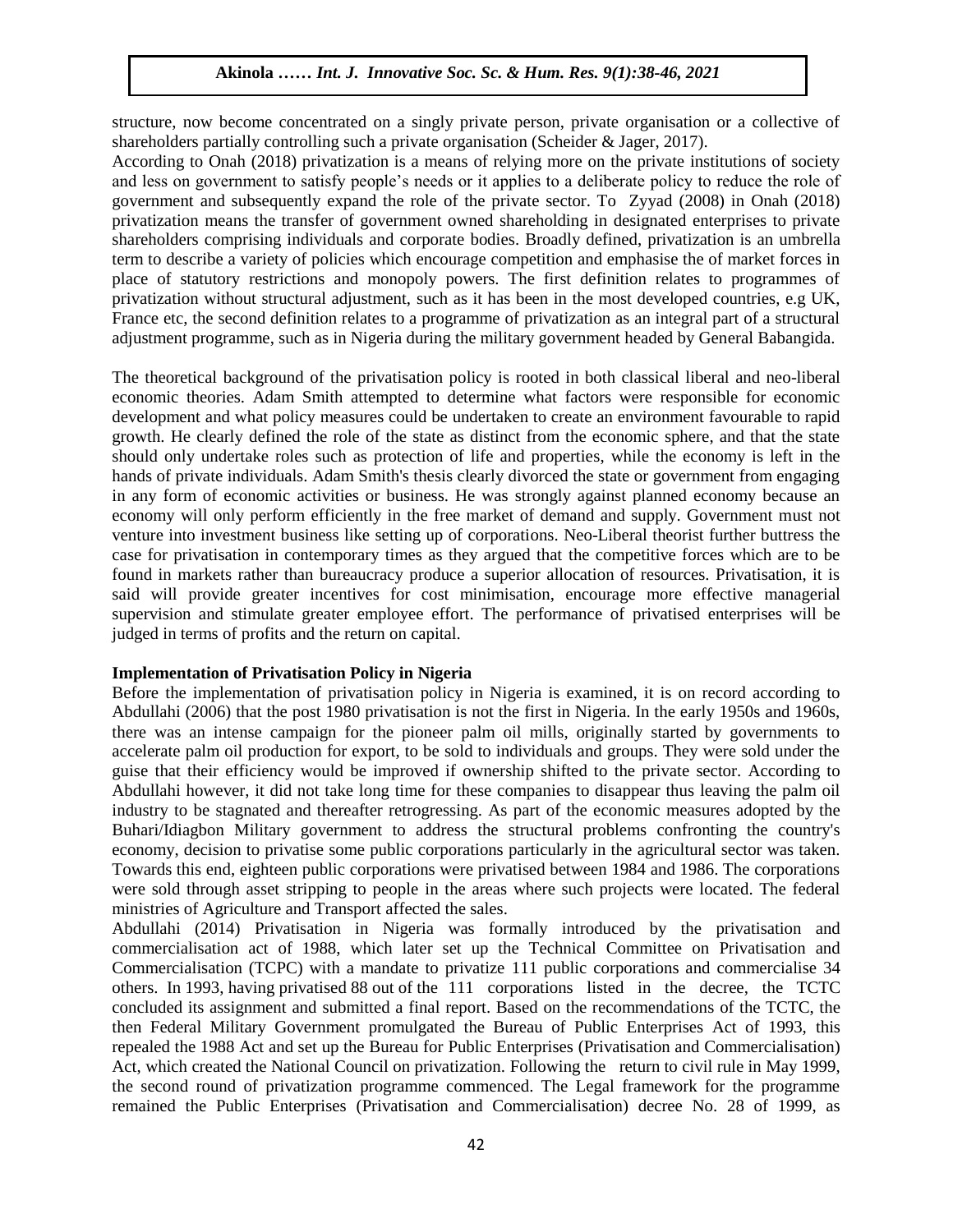structure, now become concentrated on a singly private person, private organisation or a collective of shareholders partially controlling such a private organisation (Scheider & Jager, 2017).

According to Onah (2018) privatization is a means of relying more on the private institutions of society and less on government to satisfy people's needs or it applies to a deliberate policy to reduce the role of government and subsequently expand the role of the private sector. To Zyyad (2008) in Onah (2018) privatization means the transfer of government owned shareholding in designated enterprises to private shareholders comprising individuals and corporate bodies. Broadly defined, privatization is an umbrella term to describe a variety of policies which encourage competition and emphasise the of market forces in place of statutory restrictions and monopoly powers. The first definition relates to programmes of privatization without structural adjustment, such as it has been in the most developed countries, e.g UK, France etc, the second definition relates to a programme of privatization as an integral part of a structural adjustment programme, such as in Nigeria during the military government headed by General Babangida.

The theoretical background of the privatisation policy is rooted in both classical liberal and neo-liberal economic theories. Adam Smith attempted to determine what factors were responsible for economic development and what policy measures could be undertaken to create an environment favourable to rapid growth. He clearly defined the role of the state as distinct from the economic sphere, and that the state should only undertake roles such as protection of life and properties, while the economy is left in the hands of private individuals. Adam Smith's thesis clearly divorced the state or government from engaging in any form of economic activities or business. He was strongly against planned economy because an economy will only perform efficiently in the free market of demand and supply. Government must not venture into investment business like setting up of corporations. Neo-Liberal theorist further buttress the case for privatisation in contemporary times as they argued that the competitive forces which are to be found in markets rather than bureaucracy produce a superior allocation of resources. Privatisation, it is said will provide greater incentives for cost minimisation, encourage more effective managerial supervision and stimulate greater employee effort. The performance of privatised enterprises will be judged in terms of profits and the return on capital.

**Implementation of Privatisation Policy in Nigeria**

Before the implementation of privatisation policy in Nigeria is examined, it is on record according to Abdullahi (2006) that the post 1980 privatisation is not the first in Nigeria. In the early 1950s and 1960s, there was an intense campaign for the pioneer palm oil mills, originally started by governments to accelerate palm oil production for export, to be sold to individuals and groups. They were sold under the guise that their efficiency would be improved if ownership shifted to the private sector. According to Abdullahi however, it did not take long time for these companies to disappear thus leaving the palm oil industry to be stagnated and thereafter retrogressing. As part of the economic measures adopted by the Buhari/Idiagbon Military government to address the structural problems confronting the country's economy, decision to privatise some public corporations particularly in the agricultural sector was taken. Towards this end, eighteen public corporations were privatised between 1984 and 1986. The corporations were sold through asset stripping to people in the areas where such projects were located. The federal ministries of Agriculture and Transport affected the sales.

Abdullahi (2014) Privatisation in Nigeria was formally introduced by the privatisation and commercialisation act of 1988, which later set up the Technical Committee on Privatisation and Commercialisation (TCPC) with a mandate to privatize 111 public corporations and commercialise 34 others. In 1993, having privatised 88 out of the 111 corporations listed in the decree, the TCTC concluded its assignment and submitted a final report. Based on the recommendations of the TCTC, the then Federal Military Government promulgated the Bureau of Public Enterprises Act of 1993, this repealed the 1988 Act and set up the Bureau for Public Enterprises (Privatisation and Commercialisation) Act, which created the National Council on privatization. Following the return to civil rule in May 1999, the second round of privatization programme commenced. The Legal framework for the programme remained the Public Enterprises (Privatisation and Commercialisation) decree No. 28 of 1999, as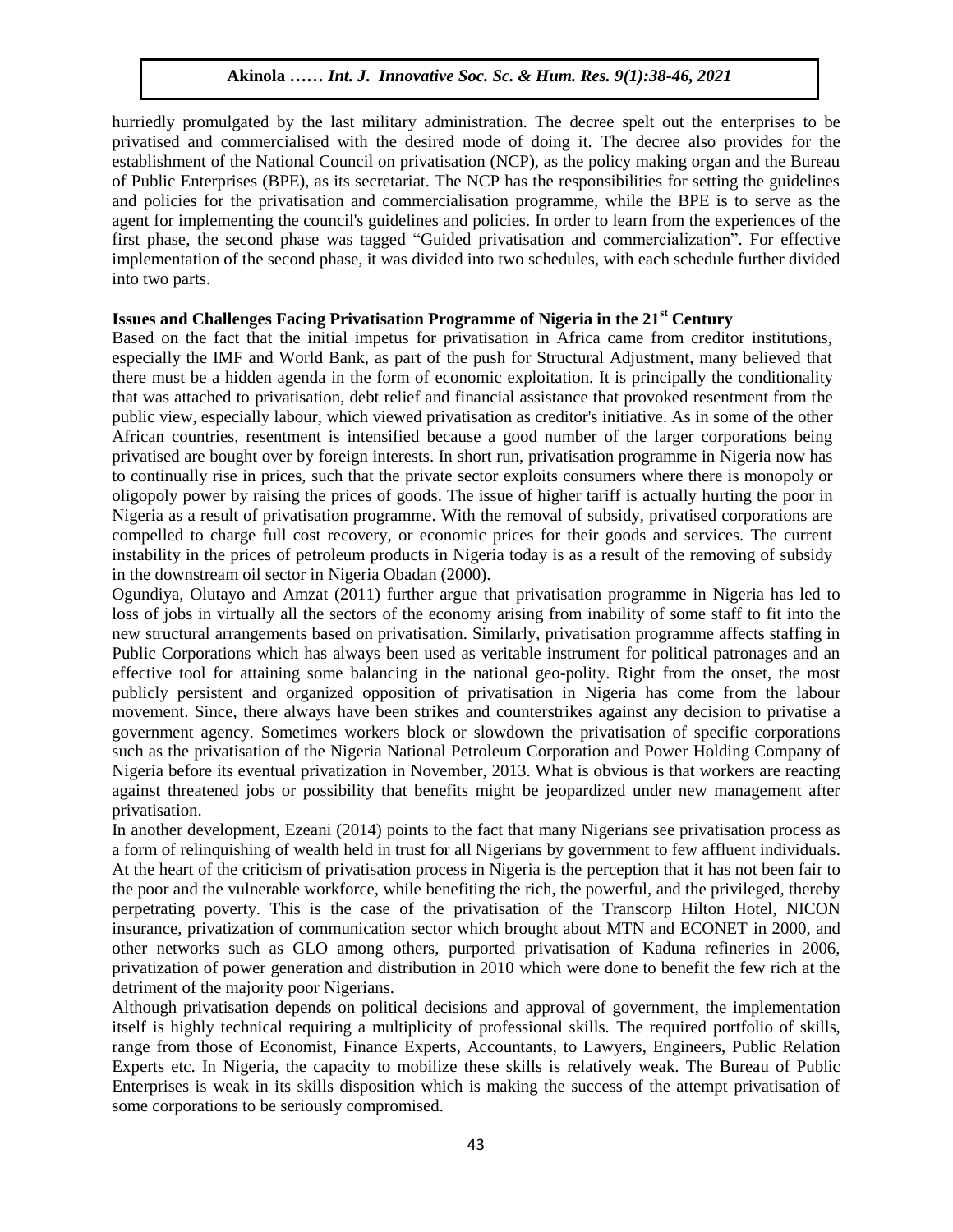hurriedly promulgated by the last military administration. The decree spelt out the enterprises to be privatised and commercialised with the desired mode of doing it. The decree also provides for the establishment of the National Council on privatisation (NCP), as the policy making organ and the Bureau of Public Enterprises (BPE), as its secretariat. The NCP has the responsibilities for setting the guidelines and policies for the privatisation and commercialisation programme, while the BPE is to serve as the agent for implementing the council's guidelines and policies. In order to learn from the experiences of the first phase, the second phase was tagged "Guided privatisation and commercialization". For effective implementation of the second phase, it was divided into two schedules, with each schedule further divided into two parts.

## Issues and Challenges Facing Privatisation Programme of Nigeria in the 21st Century

Based on the fact that the initial impetus for privatisation in Africa came from creditor institutions, especially the IMF and World Bank, as part of the push for Structural Adjustment, many believed that there must be a hidden agenda in the form of economic exploitation. It is principally the conditionality that was attached to privatisation, debt relief and financial assistance that provoked resentment from the public view, especially labour, which viewed privatisation as creditor's initiative. As in some of the other African countries, resentment is intensified because a good number of the larger corporations being privatised are bought over by foreign interests. In short run, privatisation programme in Nigeria now has to continually rise in prices, such that the private sector exploits consumers where there is monopoly or oligopoly power by raising the prices of goods. The issue of higher tariff is actually hurting the poor in Nigeria as a result of privatisation programme. With the removal of subsidy, privatised corporations are compelled to charge full cost recovery, or economic prices for their goods and services. The current instability in the prices of petroleum products in Nigeria today is as a result of the removing of subsidy in the downstream oil sector in Nigeria Obadan (2000).

Ogundiya, Olutayo and Amzat (2011) further argue that privatisation programme in Nigeria has led to loss of jobs in virtually all the sectors of the economy arising from inability of some staff to fit into the new structural arrangements based on privatisation. Similarly, privatisation programme affects staffing in Public Corporations which has always been used as veritable instrument for political patronages and an effective tool for attaining some balancing in the national geo-polity. Right from the onset, the most publicly persistent and organized opposition of privatisation in Nigeria has come from the labour movement. Since, there always have been strikes and counterstrikes against any decision to privatise a government agency. Sometimes workers block or slowdown the privatisation of specific corporations such as the privatisation of the Nigeria National Petroleum Corporation and Power Holding Company of Nigeria before its eventual privatization in November, 2013. What is obvious is that workers are reacting against threatened jobs or possibility that benefits might be jeopardized under new management after privatisation.

In another development, Ezeani (2014) points to the fact that many Nigerians see privatisation process as a form of relinquishing of wealth held in trust for all Nigerians by government to few affluent individuals. At the heart of the criticism of privatisation process in Nigeria is the perception that it has not been fair to the poor and the vulnerable workforce, while benefiting the rich, the powerful, and the privileged, thereby perpetrating poverty. This is the case of the privatisation of the Transcorp Hilton Hotel, NICON insurance, privatization of communication sector which brought about MTN and ECONET in 2000, and other networks such as GLO among others, purported privatisation of Kaduna refineries in 2006, privatization of power generation and distribution in 2010 which were done to benefit the few rich at the detriment of the majority poor Nigerians.

Although privatisation depends on political decisions and approval of government, the implementation itself is highly technical requiring a multiplicity of professional skills. The required portfolio of skills, range from those of Economist, Finance Experts, Accountants, to Lawyers, Engineers, Public Relation Experts etc. In Nigeria, the capacity to mobilize these skills is relatively weak. The Bureau of Public Enterprises is weak in its skills disposition which is making the success of the attempt privatisation of some corporations to be seriously compromised.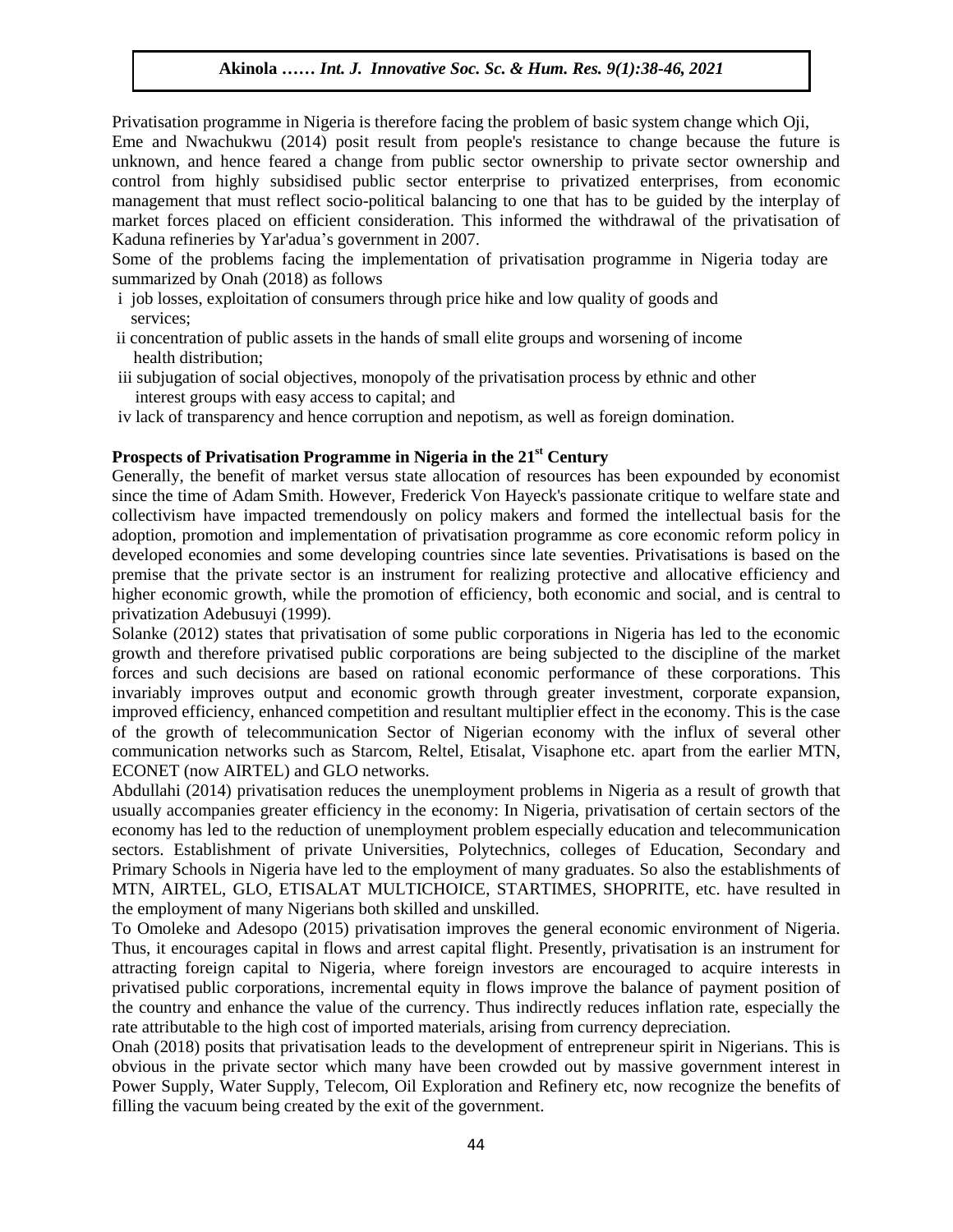Privatisation programme in Nigeria is therefore facing the problem of basic system change which Oji, Eme and Nwachukwu (2014) posit result from people's resistance to change because the future is unknown, and hence feared a change from public sector ownership to private sector ownership and control from highly subsidised public sector enterprise to privatized enterprises, from economic management that must reflect socio-political balancing to one that has to be guided by the interplay of market forces placed on efficient consideration. This informed the withdrawal of the privatisation of Kaduna refineries by Yar'adua's government in 2007.

Some of the problems facing the implementation of privatisation programme in Nigeria today are summarized by Onah (2018) as follows

i job losses, exploitation of consumers through price hike and low quality of goods and services;

ii concentration of public assets in the hands of small elite groups and worsening of income health distribution;

iii subjugation of social objectives, monopoly of the privatisation process by ethnic and other interest groups with easy access to capital; and

iv lack of transparency and hence corruption and nepotism, as well as foreign domination.

## Prospects of Privatisation Programme in Nigeria in the 21st Century

Generally, the benefit of market versus state allocation of resources has been expounded by economist since the time of Adam Smith. However, Frederick Von Hayeck's passionate critique to welfare state and collectivism have impacted tremendously on policy makers and formed the intellectual basis for the adoption, promotion and implementation of privatisation programme as core economic reform policy in developed economies and some developing countries since late seventies. Privatisations is based on the premise that the private sector is an instrument for realizing protective and allocative efficiency and higher economic growth, while the promotion of efficiency, both economic and social, and is central to privatization Adebusuyi (1999).

Solanke (2012) states that privatisation of some public corporations in Nigeria has led to the economic growth and therefore privatised public corporations are being subjected to the discipline of the market forces and such decisions are based on rational economic performance of these corporations. This invariably improves output and economic growth through greater investment, corporate expansion, improved efficiency, enhanced competition and resultant multiplier effect in the economy. This is the case of the growth of telecommunication Sector of Nigerian economy with the influx of several other communication networks such as Starcom, Reltel, Etisalat, Visaphone etc. apart from the earlier MTN, ECONET (now AIRTEL) and GLO networks.

Abdullahi (2014) privatisation reduces the unemployment problems in Nigeria as a result of growth that usually accompanies greater efficiency in the economy: In Nigeria, privatisation of certain sectors of the economy has led to the reduction of unemployment problem especially education and telecommunication sectors. Establishment of private Universities, Polytechnics, colleges of Education, Secondary and Primary Schools in Nigeria have led to the employment of many graduates. So also the establishments of MTN, AIRTEL, GLO, ETISALAT MULTICHOICE, STARTIMES, SHOPRITE, etc. have resulted in the employment of many Nigerians both skilled and unskilled.

To Omoleke and Adesopo (2015) privatisation improves the general economic environment of Nigeria. Thus, it encourages capital in flows and arrest capital flight. Presently, privatisation is an instrument for attracting foreign capital to Nigeria, where foreign investors are encouraged to acquire interests in privatised public corporations, incremental equity in flows improve the balance of payment position of the country and enhance the value of the currency. Thus indirectly reduces inflation rate, especially the rate attributable to the high cost of imported materials, arising from currency depreciation.

Onah (2018) posits that privatisation leads to the development of entrepreneur spirit in Nigerians. This is obvious in the private sector which many have been crowded out by massive government interest in Power Supply, Water Supply, Telecom, Oil Exploration and Refinery etc, now recognize the benefits of filling the vacuum being created by the exit of the government.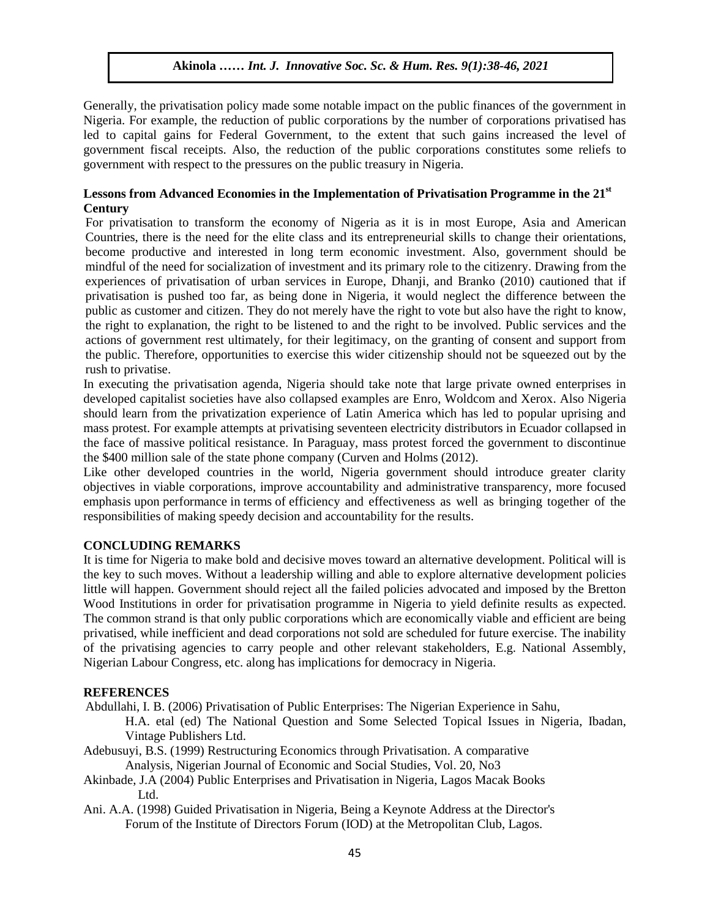Generally, the privatisation policy made some notable impact on the public finances of the government in Nigeria. For example, the reduction of public corporations by the number of corporations privatised has led to capital gains for Federal Government, to the extent that such gains increased the level of government fiscal receipts. Also, the reduction of the public corporations constitutes some reliefs to government with respect to the pressures on the public treasury in Nigeria.

## Lessons from Advanced Economies in the Implementation of Privatisation Programme in the 21st Century

For privatisation to transform the economy of Nigeria as it is in most Europe, Asia and American Countries, there is the need for the elite class and its entrepreneurial skills to change their orientations, become productive and interested in long term economic investment. Also, government should be mindful of the need for socialization of investment and its primary role to the citizenry. Drawing from the experiences of privatisation of urban services in Europe, Dhanji, and Branko (2010) cautioned that if privatisation is pushed too far, as being done in Nigeria, it would neglect the difference between the public as customer and citizen. They do not merely have the right to vote but also have the right to know, the right to explanation, the right to be listened to and the right to be involved. Public services and the actions of government rest ultimately, for their legitimacy, on the granting of consent and support from the public. Therefore, opportunities to exercise this wider citizenship should not be squeezed out by the rush to privatise.

In executing the privatisation agenda, Nigeria should take note that large private owned enterprises in developed capitalist societies have also collapsed examples are Enro, Woldcom and Xerox. Also Nigeria should learn from the privatization experience of Latin America which has led to popular uprising and mass protest. For example attempts at privatising seventeen electricity distributors in Ecuador collapsed in the face of massive political resistance. In Paraguay, mass protest forced the government to discontinue the $400 million sale of the state phone company (Curven and Holms (2012).

Like other developed countries in the world, Nigeria government should introduce greater clarity objectives in viable corporations, improve accountability and administrative transparency, more focused emphasis upon performance in terms of efficiency and effectiveness as well as bringing together of the responsibilities of making speedy decision and accountability for the results.

## CONCLUDING REMARKS

It is time for Nigeria to make bold and decisive moves toward an alternative development. Political will is the key to such moves. Without a leadership willing and able to explore alternative development policies little will happen. Government should reject all the failed policies advocated and imposed by the Bretton Wood Institutions in order for privatisation programme in Nigeria to yield definite results as expected. The common strand is that only public corporations which are economically viable and efficient are being privatised, while inefficient and dead corporations not sold are scheduled for future exercise. The inability of the privatising agencies to carry people and other relevant stakeholders, E.g. National Assembly, Nigerian Labour Congress, etc. along has implications for democracy in Nigeria.

## REFERENCES

Abdullahi, I. B. (2006) Privatisation of Public Enterprises: The Nigerian Experience in Sahu, H.A. etal (ed) The National Question and Some Selected Topical Issues in Nigeria, Ibadan, Vintage Publishers Ltd.

Adebusuyi, B.S. (1999) Restructuring Economics through Privatisation. A comparative Analysis, Nigerian Journal of Economic and Social Studies, Vol. 20, No3

Akinbade, J.A (2004) Public Enterprises and Privatisation in Nigeria, Lagos Macak Books Ltd.

Ani. A.A. (1998) Guided Privatisation in Nigeria, Being a Keynote Address at the Director's Forum of the Institute of Directors Forum (IOD) at the Metropolitan Club, Lagos.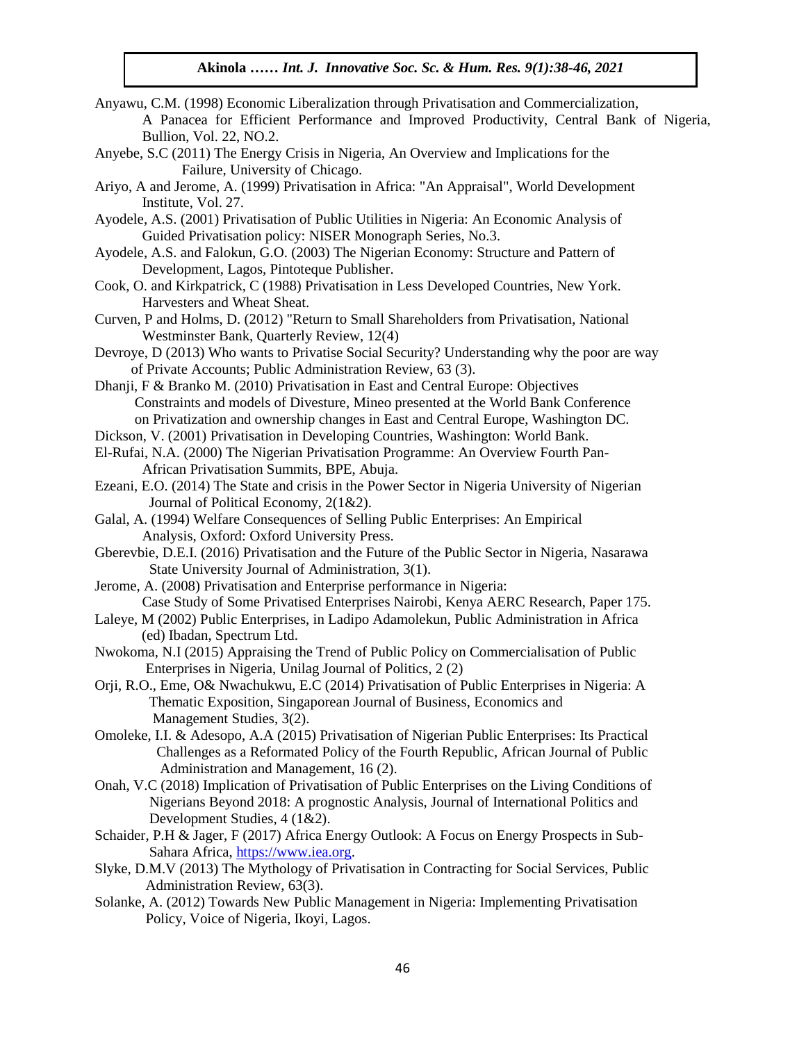Anyawu, C.M. (1998) Economic Liberalization through Privatisation and Commercialization, A Panacea for Efficient Performance and Improved Productivity, Central Bank of Nigeria, Bullion, Vol. 22, NO.2.

Anyebe, S.C (2011) The Energy Crisis in Nigeria, An Overview and Implications for the Failure, University of Chicago.

Ariyo, A and Jerome, A. (1999) Privatisation in Africa: "An Appraisal", World Development Institute, Vol. 27.

Ayodele, A.S. (2001) Privatisation of Public Utilities in Nigeria: An Economic Analysis of Guided Privatisation policy: NISER Monograph Series, No.3.

Ayodele, A.S. and Falokun, G.O. (2003) The Nigerian Economy: Structure and Pattern of Development, Lagos, Pintoteque Publisher.

Cook, O. and Kirkpatrick, C (1988) Privatisation in Less Developed Countries, New York. Harvesters and Wheat Sheat.

Curven, P and Holms, D. (2012) "Return to Small Shareholders from Privatisation, National Westminster Bank, Quarterly Review, 12(4)

Devroye, D (2013) Who wants to Privatise Social Security? Understanding why the poor are way of Private Accounts; Public Administration Review, 63 (3).

Dhanji, F & Branko M. (2010) Privatisation in East and Central Europe: Objectives Constraints and models of Divesture, Mineo presented at the World Bank Conference on Privatization and ownership changes in East and Central Europe, Washington DC.

Dickson, V. (2001) Privatisation in Developing Countries, Washington: World Bank.

El-Rufai, N.A. (2000) The Nigerian Privatisation Programme: An Overview Fourth Pan-African Privatisation Summits, BPE, Abuja.

Ezeani, E.O. (2014) The State and crisis in the Power Sector in Nigeria University of Nigerian Journal of Political Economy, 2(1&2).

Galal, A. (1994) Welfare Consequences of Selling Public Enterprises: An Empirical Analysis, Oxford: Oxford University Press.

Gberevbie, D.E.I. (2016) Privatisation and the Future of the Public Sector in Nigeria, Nasarawa State University Journal of Administration, 3(1).

Jerome, A. (2008) Privatisation and Enterprise performance in Nigeria: Case Study of Some Privatised Enterprises Nairobi, Kenya AERC Research, Paper 175.

Laleye, M (2002) Public Enterprises, in Ladipo Adamolekun, Public Administration in Africa (ed) Ibadan, Spectrum Ltd.

Nwokoma, N.I (2015) Appraising the Trend of Public Policy on Commercialisation of Public Enterprises in Nigeria, Unilag Journal of Politics, 2 (2)

Orji, R.O., Eme, O& Nwachukwu, E.C (2014) Privatisation of Public Enterprises in Nigeria: A Thematic Exposition, Singaporean Journal of Business, Economics and Management Studies, 3(2).

Omoleke, I.I. & Adesopo, A.A (2015) Privatisation of Nigerian Public Enterprises: Its Practical Challenges as a Reformated Policy of the Fourth Republic, African Journal of Public Administration and Management, 16 (2).

Onah, V.C (2018) Implication of Privatisation of Public Enterprises on the Living Conditions of Nigerians Beyond 2018: A prognostic Analysis, Journal of International Politics and Development Studies, 4 (1&2).

Schaider, P.H & Jager, F (2017) Africa Energy Outlook: A Focus on Energy Prospects in Sub-Sahara Africa, https://www.iea.org.

Slyke, D.M.V (2013) The Mythology of Privatisation in Contracting for Social Services, Public Administration Review, 63(3).

Solanke, A. (2012) Towards New Public Management in Nigeria: Implementing Privatisation Policy, Voice of Nigeria, Ikoyi, Lagos.